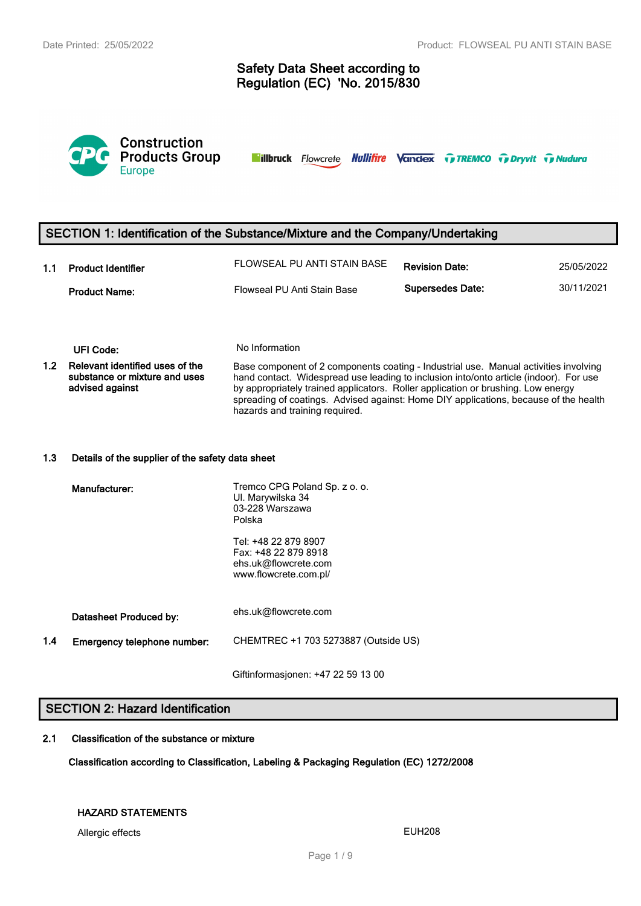# Safety Data Sheet according to Regulation (EC) 'No. 2015/830

Construction Products Group Europe

illbruck Flowcrete Nullifire Vandex TREMCO Dryvit Nudura

## SECTION 1: Identification of the Substance/Mixture and the Company/Undertaking

| | | | | |
|---|---|---|---|---|
| 1.1 | **Product Identifier** | FLOWSEAL PU ANTI STAIN BASE | **Revision Date:** | 25/05/2022 |
| | **Product Name:** | Flowseal PU Anti Stain Base | **Supersedes Date:** | 30/11/2021 |

**UFI Code:** No Information

**1.2 Relevant identified uses of the substance or mixture and uses advised against**

Base component of 2 components coating - Industrial use. Manual activities involving hand contact. Widespread use leading to inclusion into/onto article (indoor). For use by appropriately trained applicators. Roller application or brushing. Low energy spreading of coatings. Advised against: Home DIY applications, because of the health hazards and training required.

**1.3 Details of the supplier of the safety data sheet**

**Manufacturer:**

Tremco CPG Poland Sp. z o. o.
Ul. Marywilska 34
03-228 Warszawa
Polska

Tel: +48 22 879 8907
Fax: +48 22 879 8918
ehs.uk@flowcrete.com
www.flowcrete.com.pl/

**Datasheet Produced by:** ehs.uk@flowcrete.com

**1.4 Emergency telephone number:** CHEMTREC +1 703 5273887 (Outside US)

Giftinformasjonen: +47 22 59 13 00

## SECTION 2: Hazard Identification

**2.1 Classification of the substance or mixture**

**Classification according to Classification, Labeling & Packaging Regulation (EC) 1272/2008**

**HAZARD STATEMENTS**

| | |
|---|---|
| Allergic effects | EUH208 |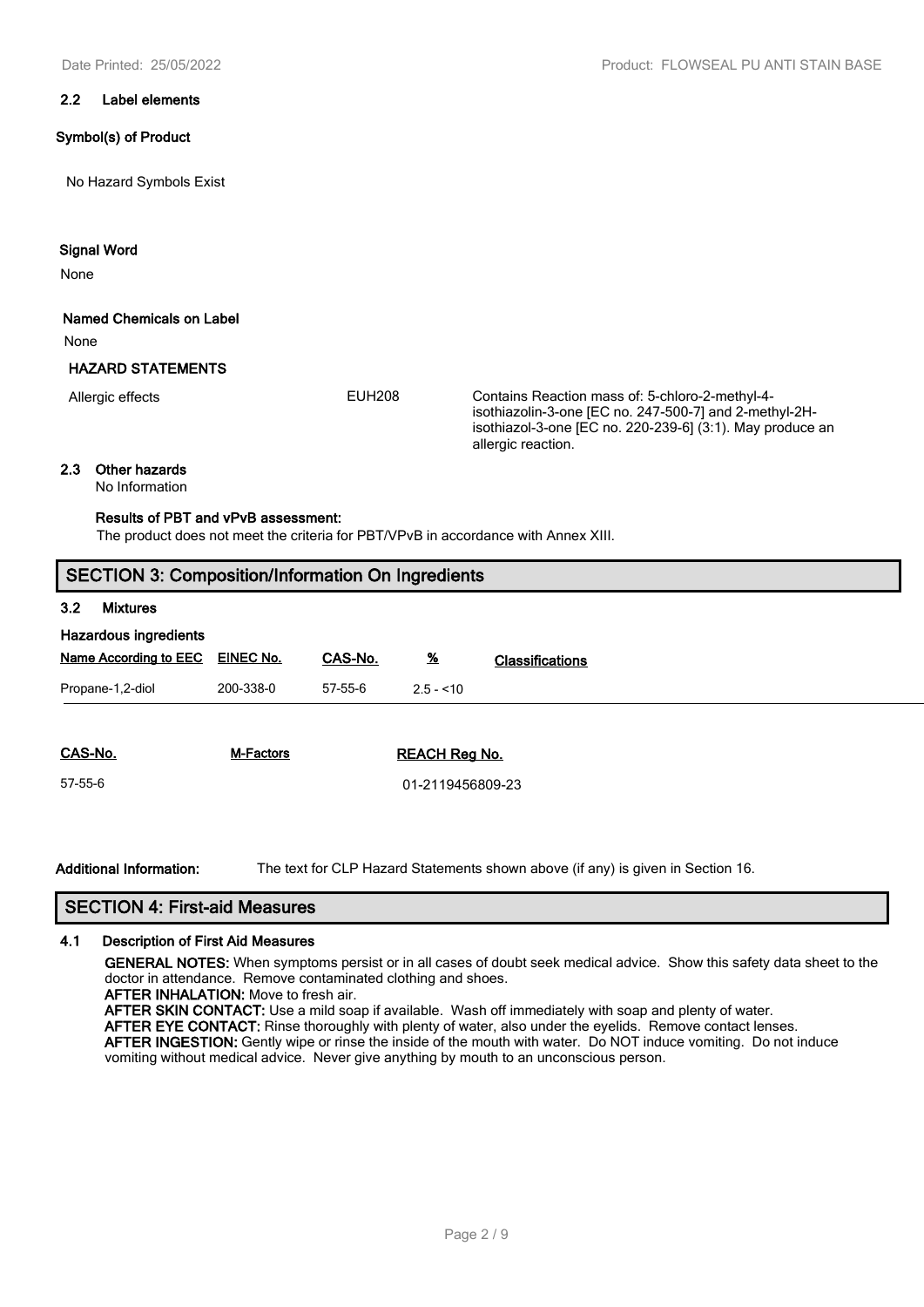### 2.2 Label elements

**Symbol(s) of Product**

No Hazard Symbols Exist

**Signal Word**

None

**Named Chemicals on Label**

None

**HAZARD STATEMENTS**

| | | |
|---|---|---|
| Allergic effects | EUH208 | Contains Reaction mass of: 5-chloro-2-methyl-4-isothiazolin-3-one [EC no. 247-500-7] and 2-methyl-2H-isothiazol-3-one [EC no. 220-239-6] (3:1). May produce an allergic reaction. |

### 2.3 Other hazards

No Information

**Results of PBT and vPvB assessment:**

The product does not meet the criteria for PBT/VPvB in accordance with Annex XIII.

## SECTION 3: Composition/Information On Ingredients

### 3.2 Mixtures

**Hazardous ingredients**

| Name According to EEC | EINEC No. | CAS-No. | % | Classifications |
|---|---|---|---|---|
| Propane-1,2-diol | 200-338-0 | 57-55-6 | 2.5 - <10 | |

| CAS-No. | M-Factors | REACH Reg No. |
|---|---|---|
| 57-55-6 | | 01-2119456809-23 |

**Additional Information:** The text for CLP Hazard Statements shown above (if any) is given in Section 16.

## SECTION 4: First-aid Measures

### 4.1 Description of First Aid Measures

**GENERAL NOTES:** When symptoms persist or in all cases of doubt seek medical advice. Show this safety data sheet to the doctor in attendance. Remove contaminated clothing and shoes.

**AFTER INHALATION:** Move to fresh air.

**AFTER SKIN CONTACT:** Use a mild soap if available. Wash off immediately with soap and plenty of water.

**AFTER EYE CONTACT:** Rinse thoroughly with plenty of water, also under the eyelids. Remove contact lenses.

**AFTER INGESTION:** Gently wipe or rinse the inside of the mouth with water. Do NOT induce vomiting. Do not induce vomiting without medical advice. Never give anything by mouth to an unconscious person.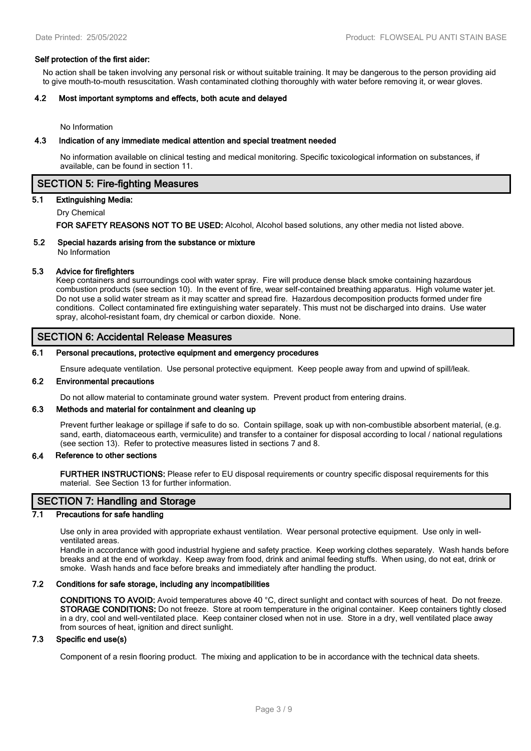**Self protection of the first aider:**

No action shall be taken involving any personal risk or without suitable training. It may be dangerous to the person providing aid to give mouth-to-mouth resuscitation. Wash contaminated clothing thoroughly with water before removing it, or wear gloves.

### 4.2 Most important symptoms and effects, both acute and delayed

No Information

### 4.3 Indication of any immediate medical attention and special treatment needed

No information available on clinical testing and medical monitoring. Specific toxicological information on substances, if available, can be found in section 11.

## SECTION 5: Fire-fighting Measures

### 5.1 Extinguishing Media:

Dry Chemical

**FOR SAFETY REASONS NOT TO BE USED:** Alcohol, Alcohol based solutions, any other media not listed above.

### 5.2 Special hazards arising from the substance or mixture

No Information

### 5.3 Advice for firefighters

Keep containers and surroundings cool with water spray. Fire will produce dense black smoke containing hazardous combustion products (see section 10). In the event of fire, wear self-contained breathing apparatus. High volume water jet. Do not use a solid water stream as it may scatter and spread fire. Hazardous decomposition products formed under fire conditions. Collect contaminated fire extinguishing water separately. This must not be discharged into drains. Use water spray, alcohol-resistant foam, dry chemical or carbon dioxide. None.

## SECTION 6: Accidental Release Measures

### 6.1 Personal precautions, protective equipment and emergency procedures

Ensure adequate ventilation. Use personal protective equipment. Keep people away from and upwind of spill/leak.

### 6.2 Environmental precautions

Do not allow material to contaminate ground water system. Prevent product from entering drains.

### 6.3 Methods and material for containment and cleaning up

Prevent further leakage or spillage if safe to do so. Contain spillage, soak up with non-combustible absorbent material, (e.g. sand, earth, diatomaceous earth, vermiculite) and transfer to a container for disposal according to local / national regulations (see section 13). Refer to protective measures listed in sections 7 and 8.

### 6.4 Reference to other sections

**FURTHER INSTRUCTIONS:** Please refer to EU disposal requirements or country specific disposal requirements for this material. See Section 13 for further information.

## SECTION 7: Handling and Storage

### 7.1 Precautions for safe handling

Use only in area provided with appropriate exhaust ventilation. Wear personal protective equipment. Use only in well-ventilated areas.
Handle in accordance with good industrial hygiene and safety practice. Keep working clothes separately. Wash hands before breaks and at the end of workday. Keep away from food, drink and animal feeding stuffs. When using, do not eat, drink or smoke. Wash hands and face before breaks and immediately after handling the product.

### 7.2 Conditions for safe storage, including any incompatibilities

**CONDITIONS TO AVOID:** Avoid temperatures above 40 °C, direct sunlight and contact with sources of heat. Do not freeze.
**STORAGE CONDITIONS:** Do not freeze. Store at room temperature in the original container. Keep containers tightly closed in a dry, cool and well-ventilated place. Keep container closed when not in use. Store in a dry, well ventilated place away from sources of heat, ignition and direct sunlight.

### 7.3 Specific end use(s)

Component of a resin flooring product. The mixing and application to be in accordance with the technical data sheets.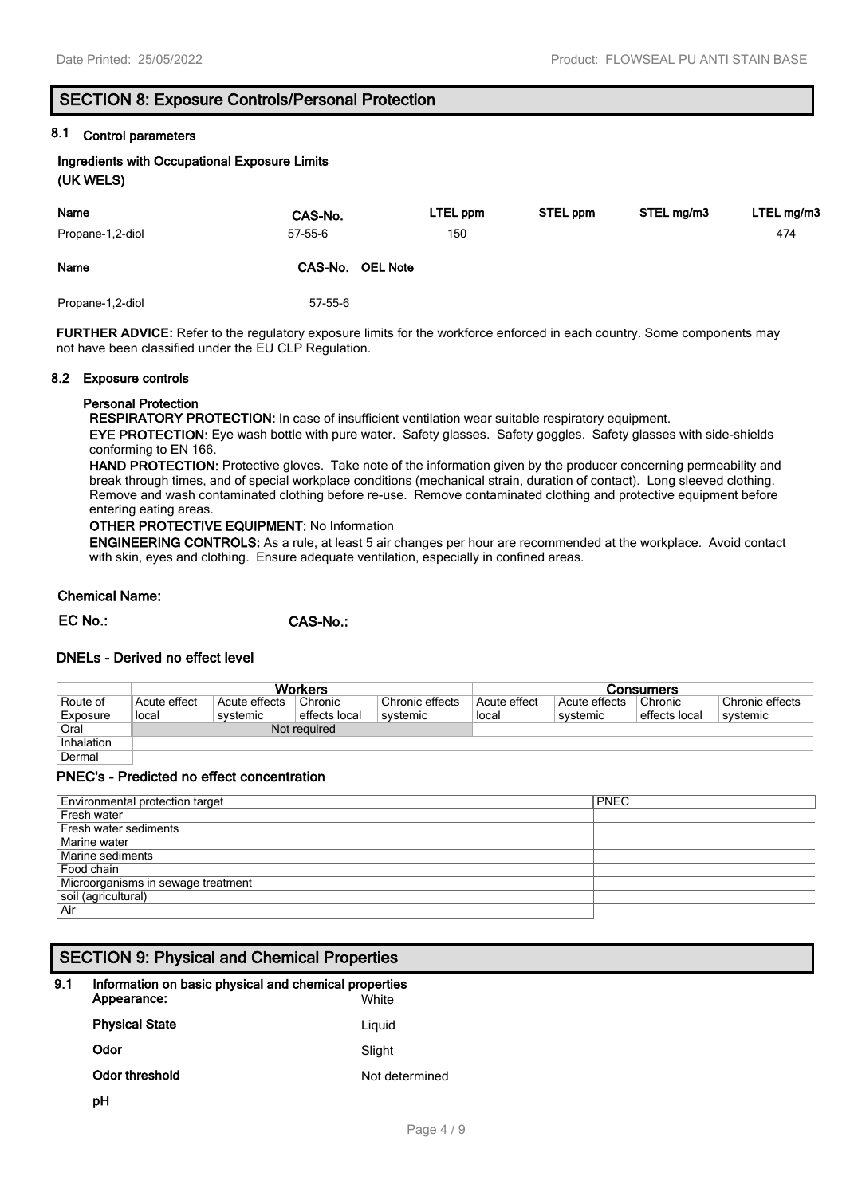## SECTION 8: Exposure Controls/Personal Protection

### 8.1 Control parameters

**Ingredients with Occupational Exposure Limits**
**(UK WELS)**

| Name | CAS-No. | LTEL ppm | STEL ppm | STEL mg/m3 | LTEL mg/m3 |
|---|---|---|---|---|---|
| Propane-1,2-diol | 57-55-6 | 150 | | | 474 |

| Name | CAS-No. | OEL Note |
|---|---|---|
| Propane-1,2-diol | 57-55-6 | |

**FURTHER ADVICE:** Refer to the regulatory exposure limits for the workforce enforced in each country. Some components may not have been classified under the EU CLP Regulation.

### 8.2 Exposure controls

**Personal Protection**

**RESPIRATORY PROTECTION:** In case of insufficient ventilation wear suitable respiratory equipment.

**EYE PROTECTION:** Eye wash bottle with pure water. Safety glasses. Safety goggles. Safety glasses with side-shields conforming to EN 166.

**HAND PROTECTION:** Protective gloves. Take note of the information given by the producer concerning permeability and break through times, and of special workplace conditions (mechanical strain, duration of contact). Long sleeved clothing. Remove and wash contaminated clothing before re-use. Remove contaminated clothing and protective equipment before entering eating areas.

**OTHER PROTECTIVE EQUIPMENT:** No Information

**ENGINEERING CONTROLS:** As a rule, at least 5 air changes per hour are recommended at the workplace. Avoid contact with skin, eyes and clothing. Ensure adequate ventilation, especially in confined areas.

**Chemical Name:**

**EC No.:** **CAS-No.:**

**DNELs - Derived no effect level**

| | Workers | | | | Consumers | | | |
|---|---|---|---|---|---|---|---|---|
| Route of Exposure | Acute effect local | Acute effects systemic | Chronic effects local | Chronic effects systemic | Acute effect local | Acute effects systemic | Chronic effects local | Chronic effects systemic |
| Oral | Not required | | | | | | | |
| Inhalation | | | | | | | | |
| Dermal | | | | | | | | |

**PNEC's - Predicted no effect concentration**

| Environmental protection target | PNEC |
|---|---|
| Fresh water | |
| Fresh water sediments | |
| Marine water | |
| Marine sediments | |
| Food chain | |
| Microorganisms in sewage treatment | |
| soil (agricultural) | |
| Air | |

## SECTION 9: Physical and Chemical Properties

### 9.1 Information on basic physical and chemical properties

**Appearance:** White

**Physical State** Liquid

**Odor** Slight

**Odor threshold** Not determined

**pH**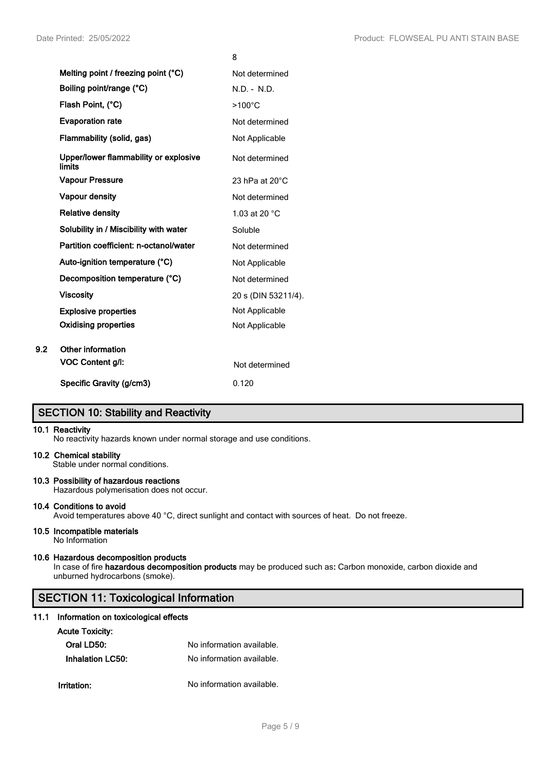| | |
|---|---|
| | 8 |
| **Melting point / freezing point (°C)** | Not determined |
| **Boiling point/range (°C)** | N.D. - N.D. |
| **Flash Point, (°C)** | >100°C |
| **Evaporation rate** | Not determined |
| **Flammability (solid, gas)** | Not Applicable |
| **Upper/lower flammability or explosive limits** | Not determined |
| **Vapour Pressure** | 23 hPa at 20°C |
| **Vapour density** | Not determined |
| **Relative density** | 1.03 at 20 °C |
| **Solubility in / Miscibility with water** | Soluble |
| **Partition coefficient: n-octanol/water** | Not determined |
| **Auto-ignition temperature (°C)** | Not Applicable |
| **Decomposition temperature (°C)** | Not determined |
| **Viscosity** | 20 s (DIN 53211/4). |
| **Explosive properties** | Not Applicable |
| **Oxidising properties** | Not Applicable |

**9.2 Other information**

| | |
|---|---|
| **VOC Content g/l:** | Not determined |
| **Specific Gravity (g/cm3)** | 0.120 |

## SECTION 10: Stability and Reactivity

**10.1 Reactivity**
No reactivity hazards known under normal storage and use conditions.

**10.2 Chemical stability**
Stable under normal conditions.

**10.3 Possibility of hazardous reactions**
Hazardous polymerisation does not occur.

**10.4 Conditions to avoid**
Avoid temperatures above 40 °C, direct sunlight and contact with sources of heat. Do not freeze.

**10.5 Incompatible materials**
No Information

**10.6 Hazardous decomposition products**
In case of fire **hazardous decomposition products** may be produced such as**:** Carbon monoxide, carbon dioxide and unburned hydrocarbons (smoke).

## SECTION 11: Toxicological Information

**11.1 Information on toxicological effects**

**Acute Toxicity:**

| | |
|---|---|
| **Oral LD50:** | No information available. |
| **Inhalation LC50:** | No information available. |
| **Irritation:** | No information available. |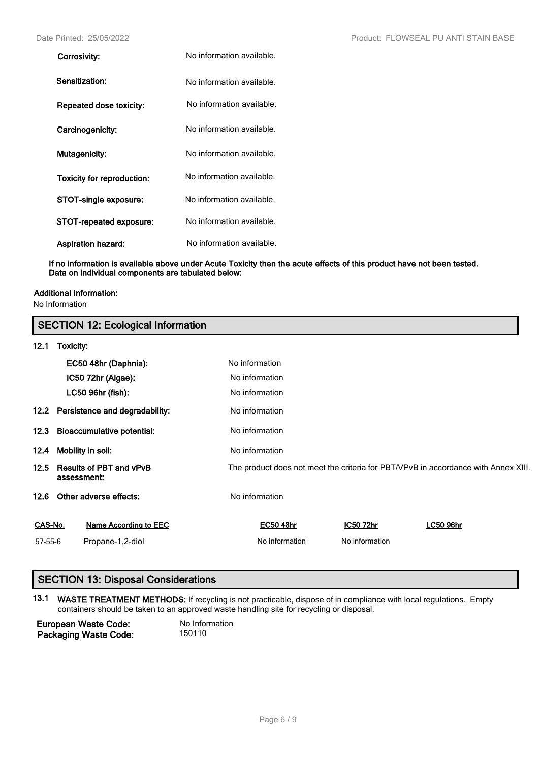| | |
|---|---|
| **Corrosivity:** | No information available. |
| **Sensitization:** | No information available. |
| **Repeated dose toxicity:** | No information available. |
| **Carcinogenicity:** | No information available. |
| **Mutagenicity:** | No information available. |
| **Toxicity for reproduction:** | No information available. |
| **STOT-single exposure:** | No information available. |
| **STOT-repeated exposure:** | No information available. |
| **Aspiration hazard:** | No information available. |

**If no information is available above under Acute Toxicity then the acute effects of this product have not been tested. Data on individual components are tabulated below:**

**Additional Information:**

No Information

## SECTION 12: Ecological Information

**12.1 Toxicity:**

| | |
|---|---|
| **EC50 48hr (Daphnia):** | No information |
| **IC50 72hr (Algae):** | No information |
| **LC50 96hr (fish):** | No information |

| | | |
|---|---|---|
| **12.2** | **Persistence and degradability:** | No information |
| **12.3** | **Bioaccumulative potential:** | No information |
| **12.4** | **Mobility in soil:** | No information |
| **12.5** | **Results of PBT and vPvB assessment:** | The product does not meet the criteria for PBT/VPvB in accordance with Annex XIII. |
| **12.6** | **Other adverse effects:** | No information |

| CAS-No. | Name According to EEC | EC50 48hr | IC50 72hr | LC50 96hr |
|---|---|---|---|---|
| 57-55-6 | Propane-1,2-diol | No information | No information | |

## SECTION 13: Disposal Considerations

**13.1 WASTE TREATMENT METHODS:** If recycling is not practicable, dispose of in compliance with local regulations. Empty containers should be taken to an approved waste handling site for recycling or disposal.

| | |
|---|---|
| **European Waste Code:** | No Information |
| **Packaging Waste Code:** | 150110 |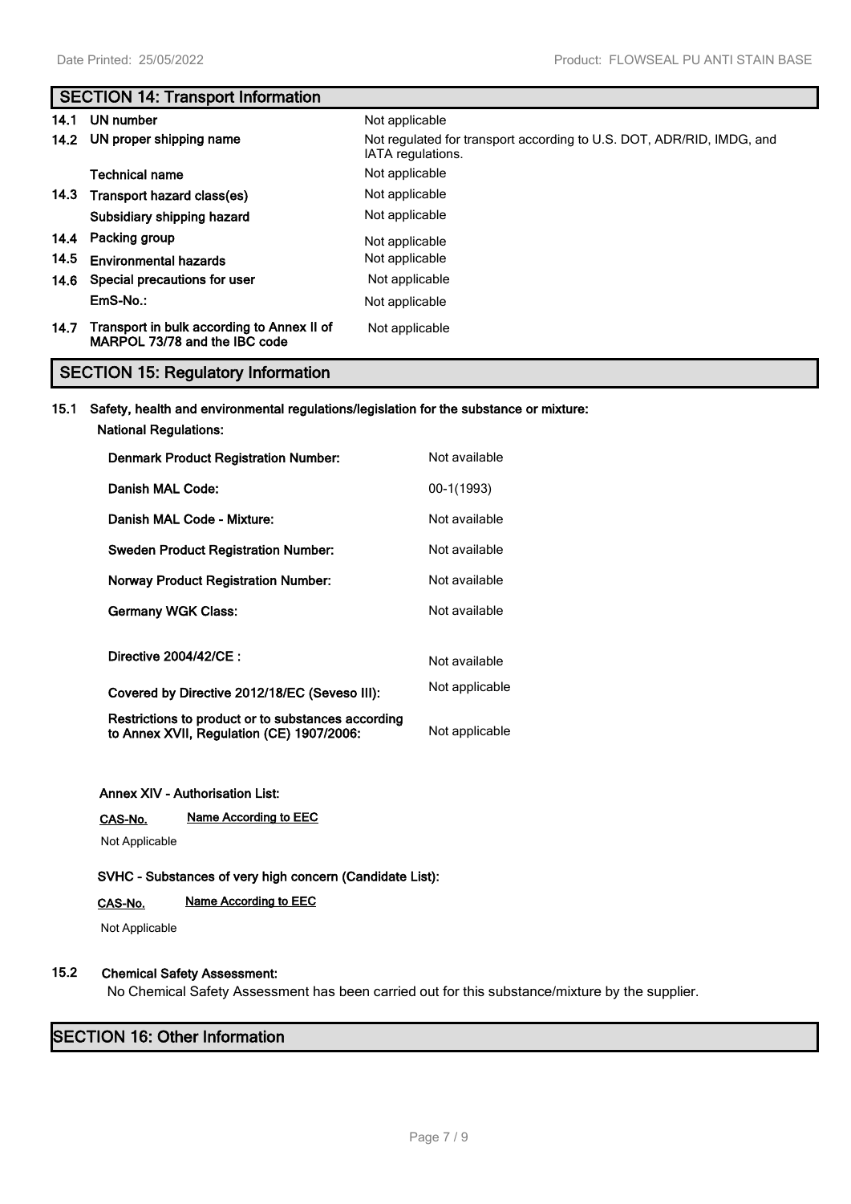## SECTION 14: Transport Information

| | | |
|---|---|---|
| **14.1** | **UN number** | Not applicable |
| **14.2** | **UN proper shipping name** | Not regulated for transport according to U.S. DOT, ADR/RID, IMDG, and IATA regulations. |
| | **Technical name** | Not applicable |
| **14.3** | **Transport hazard class(es)** | Not applicable |
| | **Subsidiary shipping hazard** | Not applicable |
| **14.4** | **Packing group** | Not applicable |
| **14.5** | **Environmental hazards** | Not applicable |
| **14.6** | **Special precautions for user** | Not applicable |
| | **EmS-No.:** | Not applicable |
| **14.7** | **Transport in bulk according to Annex II of MARPOL 73/78 and the IBC code** | Not applicable |

## SECTION 15: Regulatory Information

**15.1 Safety, health and environmental regulations/legislation for the substance or mixture:**

**National Regulations:**

| | |
|---|---|
| **Denmark Product Registration Number:** | Not available |
| **Danish MAL Code:** | 00-1(1993) |
| **Danish MAL Code - Mixture:** | Not available |
| **Sweden Product Registration Number:** | Not available |
| **Norway Product Registration Number:** | Not available |
| **Germany WGK Class:** | Not available |
| **Directive 2004/42/CE :** | Not available |
| **Covered by Directive 2012/18/EC (Seveso III):** | Not applicable |
| **Restrictions to product or to substances according to Annex XVII, Regulation (CE) 1907/2006:** | Not applicable |

**Annex XIV - Authorisation List:**

| CAS-No. | Name According to EEC |
|---|---|
| Not Applicable | |

**SVHC - Substances of very high concern (Candidate List):**

| CAS-No. | Name According to EEC |
|---|---|
| Not Applicable | |

**15.2 Chemical Safety Assessment:**

No Chemical Safety Assessment has been carried out for this substance/mixture by the supplier.

## SECTION 16: Other Information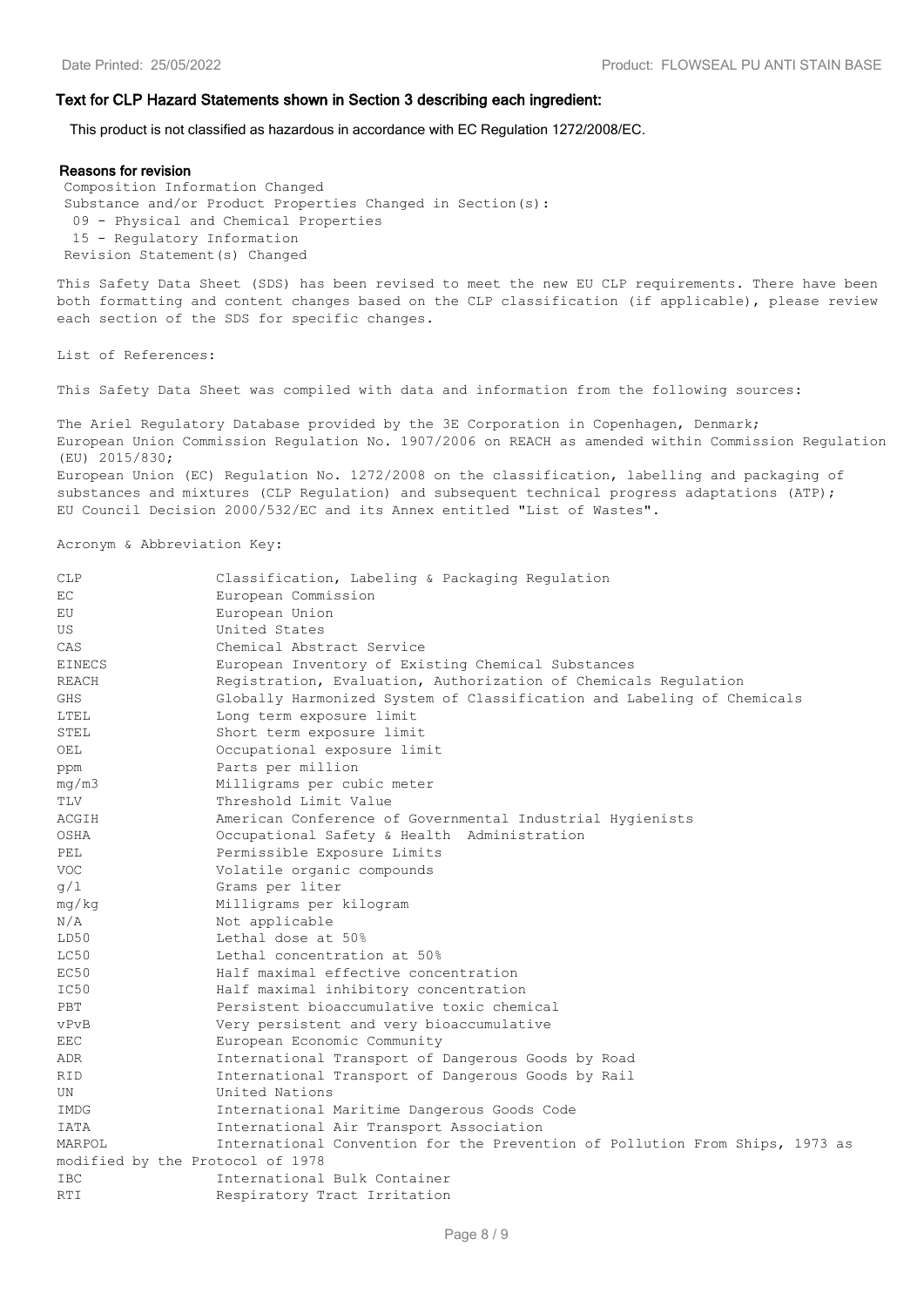### Text for CLP Hazard Statements shown in Section 3 describing each ingredient:

This product is not classified as hazardous in accordance with EC Regulation 1272/2008/EC.

#### Reasons for revision

Composition Information Changed
Substance and/or Product Properties Changed in Section(s):
09 - Physical and Chemical Properties
15 - Regulatory Information
Revision Statement(s) Changed

This Safety Data Sheet (SDS) has been revised to meet the new EU CLP requirements. There have been both formatting and content changes based on the CLP classification (if applicable), please review each section of the SDS for specific changes.

List of References:

This Safety Data Sheet was compiled with data and information from the following sources:

The Ariel Regulatory Database provided by the 3E Corporation in Copenhagen, Denmark;
European Union Commission Regulation No. 1907/2006 on REACH as amended within Commission Regulation (EU) 2015/830;
European Union (EC) Regulation No. 1272/2008 on the classification, labelling and packaging of substances and mixtures (CLP Regulation) and subsequent technical progress adaptations (ATP);
EU Council Decision 2000/532/EC and its Annex entitled "List of Wastes".

Acronym & Abbreviation Key:

| | |
|---|---|
| CLP | Classification, Labeling & Packaging Regulation |
| EC | European Commission |
| EU | European Union |
| US | United States |
| CAS | Chemical Abstract Service |
| EINECS | European Inventory of Existing Chemical Substances |
| REACH | Registration, Evaluation, Authorization of Chemicals Regulation |
| GHS | Globally Harmonized System of Classification and Labeling of Chemicals |
| LTEL | Long term exposure limit |
| STEL | Short term exposure limit |
| OEL | Occupational exposure limit |
| ppm | Parts per million |
| mg/m3 | Milligrams per cubic meter |
| TLV | Threshold Limit Value |
| ACGIH | American Conference of Governmental Industrial Hygienists |
| OSHA | Occupational Safety & Health Administration |
| PEL | Permissible Exposure Limits |
| VOC | Volatile organic compounds |
| g/l | Grams per liter |
| mg/kg | Milligrams per kilogram |
| N/A | Not applicable |
| LD50 | Lethal dose at 50% |
| LC50 | Lethal concentration at 50% |
| EC50 | Half maximal effective concentration |
| IC50 | Half maximal inhibitory concentration |
| PBT | Persistent bioaccumulative toxic chemical |
| vPvB | Very persistent and very bioaccumulative |
| EEC | European Economic Community |
| ADR | International Transport of Dangerous Goods by Road |
| RID | International Transport of Dangerous Goods by Rail |
| UN | United Nations |
| IMDG | International Maritime Dangerous Goods Code |
| IATA | International Air Transport Association |
| MARPOL | International Convention for the Prevention of Pollution From Ships, 1973 as modified by the Protocol of 1978 |
| IBC | International Bulk Container |
| RTI | Respiratory Tract Irritation |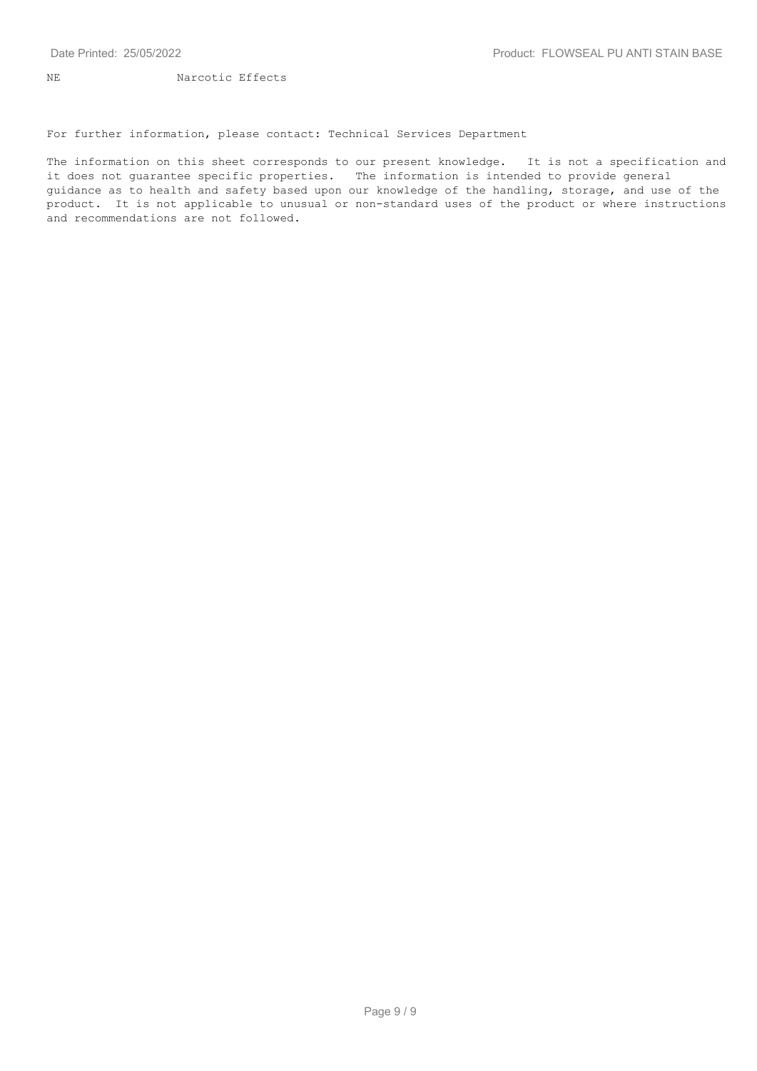| | |
|---|---|
| NE | Narcotic Effects |

For further information, please contact: Technical Services Department

The information on this sheet corresponds to our present knowledge. It is not a specification and it does not guarantee specific properties. The information is intended to provide general guidance as to health and safety based upon our knowledge of the handling, storage, and use of the product. It is not applicable to unusual or non-standard uses of the product or where instructions and recommendations are not followed.